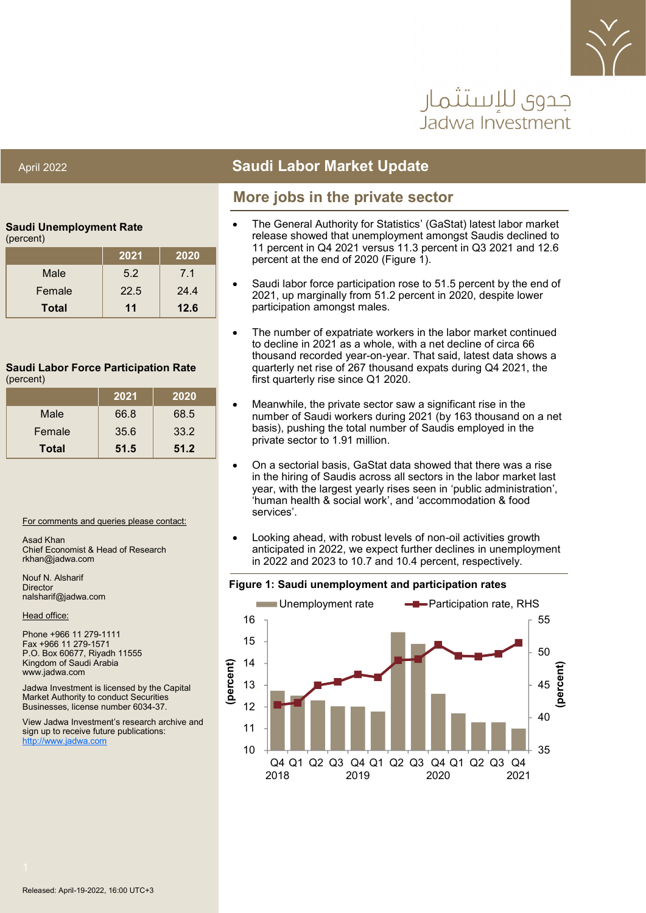جدوى للإستثمار
Jadwa Investment

April 2022

# Saudi Labor Market Update

## More jobs in the private sector

- The General Authority for Statistics' (GaStat) latest labor market release showed that unemployment amongst Saudis declined to 11 percent in Q4 2021 versus 11.3 percent in Q3 2021 and 12.6 percent at the end of 2020 (Figure 1).
- Saudi labor force participation rose to 51.5 percent by the end of 2021, up marginally from 51.2 percent in 2020, despite lower participation amongst males.
- The number of expatriate workers in the labor market continued to decline in 2021 as a whole, with a net decline of circa 66 thousand recorded year-on-year. That said, latest data shows a quarterly net rise of 267 thousand expats during Q4 2021, the first quarterly rise since Q1 2020.
- Meanwhile, the private sector saw a significant rise in the number of Saudi workers during 2021 (by 163 thousand on a net basis), pushing the total number of Saudis employed in the private sector to 1.91 million.
- On a sectorial basis, GaStat data showed that there was a rise in the hiring of Saudis across all sectors in the labor market last year, with the largest yearly rises seen in 'public administration', 'human health & social work', and 'accommodation & food services'.
- Looking ahead, with robust levels of non-oil activities growth anticipated in 2022, we expect further declines in unemployment in 2022 and 2023 to 10.7 and 10.4 percent, respectively.

**Figure 1: Saudi unemployment and participation rates**

**Saudi Unemployment Rate**
(percent)

| | 2021 | 2020 |
|---|---|---|
| Male | 5.2 | 7.1 |
| Female | 22.5 | 24.4 |
| **Total** | **11** | **12.6** |

**Saudi Labor Force Participation Rate**
(percent)

| | 2021 | 2020 |
|---|---|---|
| Male | 66.8 | 68.5 |
| Female | 35.6 | 33.2 |
| **Total** | **51.5** | **51.2** |

For comments and queries please contact:

Asad Khan
Chief Economist & Head of Research
rkhan@jadwa.com

Nouf N. Alsharif
Director
nalsharif@jadwa.com

Head office:

Phone +966 11 279-1111
Fax +966 11 279-1571
P.O. Box 60677, Riyadh 11555
Kingdom of Saudi Arabia
www.jadwa.com

Jadwa Investment is licensed by the Capital Market Authority to conduct Securities Businesses, license number 6034-37.

View Jadwa Investment's research archive and sign up to receive future publications:
http://www.jadwa.com

Released: April-19-2022, 16:00 UTC+3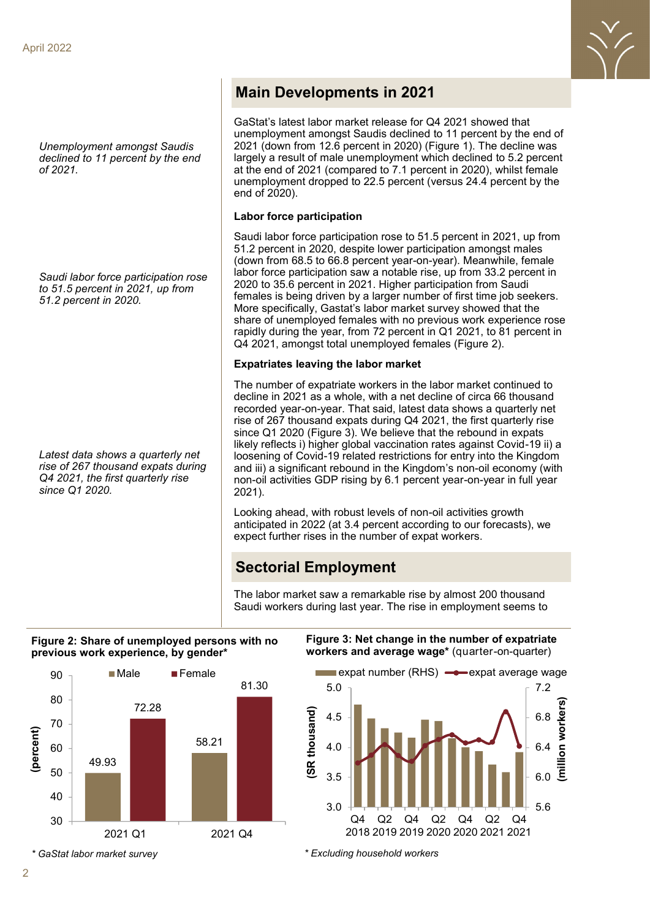## Main Developments in 2021

*Unemployment amongst Saudis declined to 11 percent by the end of 2021.*

GaStat's latest labor market release for Q4 2021 showed that unemployment amongst Saudis declined to 11 percent by the end of 2021 (down from 12.6 percent in 2020) (Figure 1). The decline was largely a result of male unemployment which declined to 5.2 percent at the end of 2021 (compared to 7.1 percent in 2020), whilst female unemployment dropped to 22.5 percent (versus 24.4 percent by the end of 2020).

### Labor force participation

*Saudi labor force participation rose to 51.5 percent in 2021, up from 51.2 percent in 2020.*

Saudi labor force participation rose to 51.5 percent in 2021, up from 51.2 percent in 2020, despite lower participation amongst males (down from 68.5 to 66.8 percent year-on-year). Meanwhile, female labor force participation saw a notable rise, up from 33.2 percent in 2020 to 35.6 percent in 2021. Higher participation from Saudi females is being driven by a larger number of first time job seekers. More specifically, Gastat's labor market survey showed that the share of unemployed females with no previous work experience rose rapidly during the year, from 72 percent in Q1 2021, to 81 percent in Q4 2021, amongst total unemployed females (Figure 2).

### Expatriates leaving the labor market

*Latest data shows a quarterly net rise of 267 thousand expats during Q4 2021, the first quarterly rise since Q1 2020.*

The number of expatriate workers in the labor market continued to decline in 2021 as a whole, with a net decline of circa 66 thousand recorded year-on-year. That said, latest data shows a quarterly net rise of 267 thousand expats during Q4 2021, the first quarterly rise since Q1 2020 (Figure 3). We believe that the rebound in expats likely reflects i) higher global vaccination rates against Covid-19 ii) a loosening of Covid-19 related restrictions for entry into the Kingdom and iii) a significant rebound in the Kingdom's non-oil economy (with non-oil activities GDP rising by 6.1 percent year-on-year in full year 2021).

Looking ahead, with robust levels of non-oil activities growth anticipated in 2022 (at 3.4 percent according to our forecasts), we expect further rises in the number of expat workers.

## Sectorial Employment

The labor market saw a remarkable rise by almost 200 thousand Saudi workers during last year. The rise in employment seems to

**Figure 2: Share of unemployed persons with no previous work experience, by gender***

| (percent) | Male | Female |
|---|---|---|
| 2021 Q1 | 49.93 | 72.28 |
| 2021 Q4 | 58.21 | 81.30 |

* GaStat labor market survey

**Figure 3: Net change in the number of expatriate workers and average wage*** (quarter-on-quarter)

Legend: expat number (RHS, million workers); expat average wage (SR thousand)

* Excluding household workers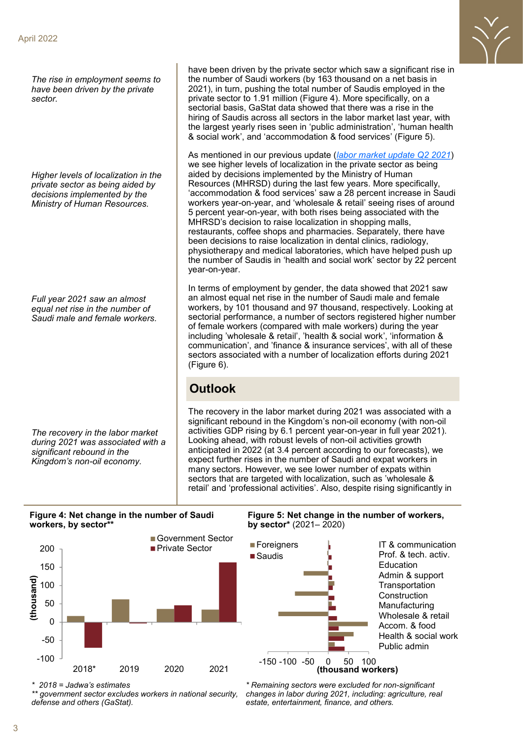*The rise in employment seems to have been driven by the private sector.*

have been driven by the private sector which saw a significant rise in the number of Saudi workers (by 163 thousand on a net basis in 2021), in turn, pushing the total number of Saudis employed in the private sector to 1.91 million (Figure 4). More specifically, on a sectorial basis, GaStat data showed that there was a rise in the hiring of Saudis across all sectors in the labor market last year, with the largest yearly rises seen in 'public administration', 'human health & social work', and 'accommodation & food services' (Figure 5).

*Higher levels of localization in the private sector as being aided by decisions implemented by the Ministry of Human Resources.*

As mentioned in our previous update ([labor market update Q2 2021]) we see higher levels of localization in the private sector as being aided by decisions implemented by the Ministry of Human Resources (MHRSD) during the last few years. More specifically, 'accommodation & food services' saw a 28 percent increase in Saudi workers year-on-year, and 'wholesale & retail' seeing rises of around 5 percent year-on-year, with both rises being associated with the MHRSD's decision to raise localization in shopping malls, restaurants, coffee shops and pharmacies. Separately, there have been decisions to raise localization in dental clinics, radiology, physiotherapy and medical laboratories, which have helped push up the number of Saudis in 'health and social work' sector by 22 percent year-on-year.

*Full year 2021 saw an almost equal net rise in the number of Saudi male and female workers.*

In terms of employment by gender, the data showed that 2021 saw an almost equal net rise in the number of Saudi male and female workers, by 101 thousand and 97 thousand, respectively. Looking at sectorial performance, a number of sectors registered higher number of female workers (compared with male workers) during the year including 'wholesale & retail', 'health & social work', 'information & communication', and 'finance & insurance services', with all of these sectors associated with a number of localization efforts during 2021 (Figure 6).

## Outlook

*The recovery in the labor market during 2021 was associated with a significant rebound in the Kingdom's non-oil economy.*

The recovery in the labor market during 2021 was associated with a significant rebound in the Kingdom's non-oil economy (with non-oil activities GDP rising by 6.1 percent year-on-year in full year 2021). Looking ahead, with robust levels of non-oil activities growth anticipated in 2022 (at 3.4 percent according to our forecasts), we expect further rises in the number of Saudi and expat workers in many sectors. However, we see lower number of expats within sectors that are targeted with localization, such as 'wholesale & retail' and 'professional activities'. Also, despite rising significantly in

**Figure 4: Net change in the number of Saudi workers, by sector****

\* 2018 = Jadwa's estimates
\*\* government sector excludes workers in national security, defense and others (GaStat).

**Figure 5: Net change in the number of workers, by sector*** (2021– 2020)

\* Remaining sectors were excluded for non-significant changes in labor during 2021, including: agriculture, real estate, entertainment, finance, and others.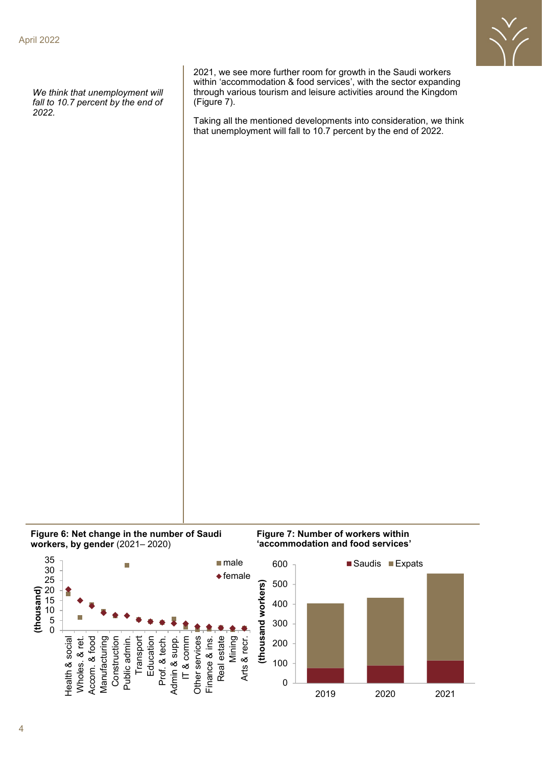*We think that unemployment will fall to 10.7 percent by the end of 2022.*

2021, we see more further room for growth in the Saudi workers within 'accommodation & food services', with the sector expanding through various tourism and leisure activities around the Kingdom (Figure 7).

Taking all the mentioned developments into consideration, we think that unemployment will fall to 10.7 percent by the end of 2022.

**Figure 6: Net change in the number of Saudi workers, by gender** (2021– 2020)

**Figure 7: Number of workers within 'accommodation and food services'**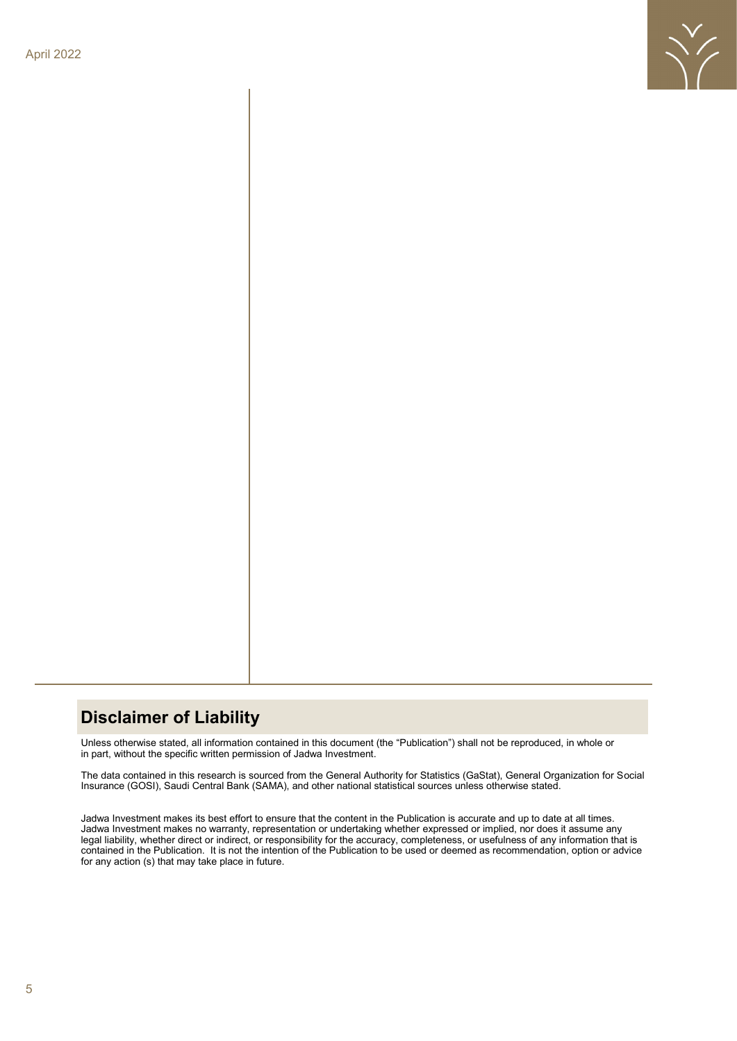## Disclaimer of Liability

Unless otherwise stated, all information contained in this document (the "Publication") shall not be reproduced, in whole or in part, without the specific written permission of Jadwa Investment.

The data contained in this research is sourced from the General Authority for Statistics (GaStat), General Organization for Social Insurance (GOSI), Saudi Central Bank (SAMA), and other national statistical sources unless otherwise stated.

Jadwa Investment makes its best effort to ensure that the content in the Publication is accurate and up to date at all times. Jadwa Investment makes no warranty, representation or undertaking whether expressed or implied, nor does it assume any legal liability, whether direct or indirect, or responsibility for the accuracy, completeness, or usefulness of any information that is contained in the Publication. It is not the intention of the Publication to be used or deemed as recommendation, option or advice for any action (s) that may take place in future.